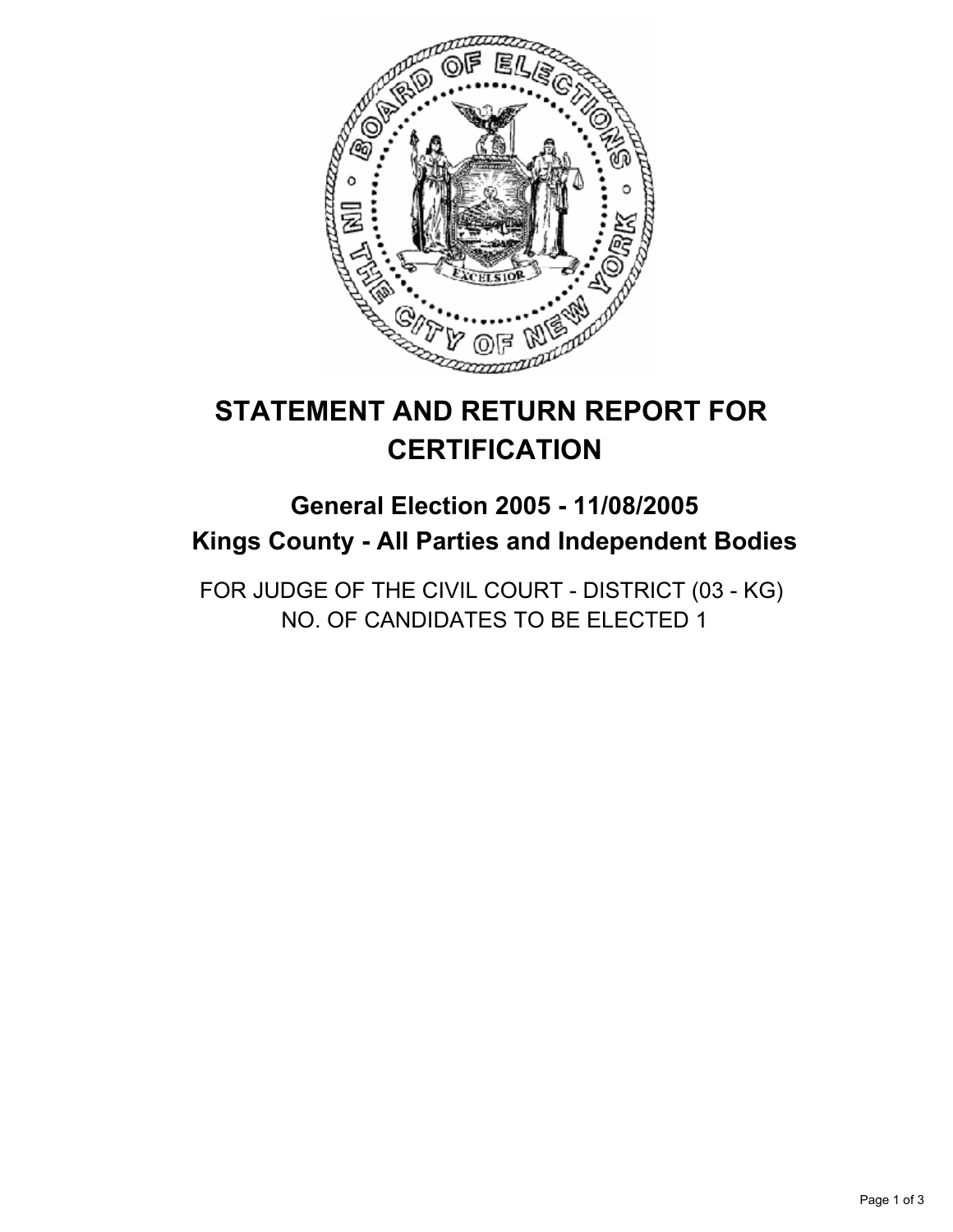# STATEMENT AND RETURN REPORT FOR CERTIFICATION

## General Election 2005 - 11/08/2005
## Kings County - All Parties and Independent Bodies

FOR JUDGE OF THE CIVIL COURT - DISTRICT (03 - KG)
NO. OF CANDIDATES TO BE ELECTED 1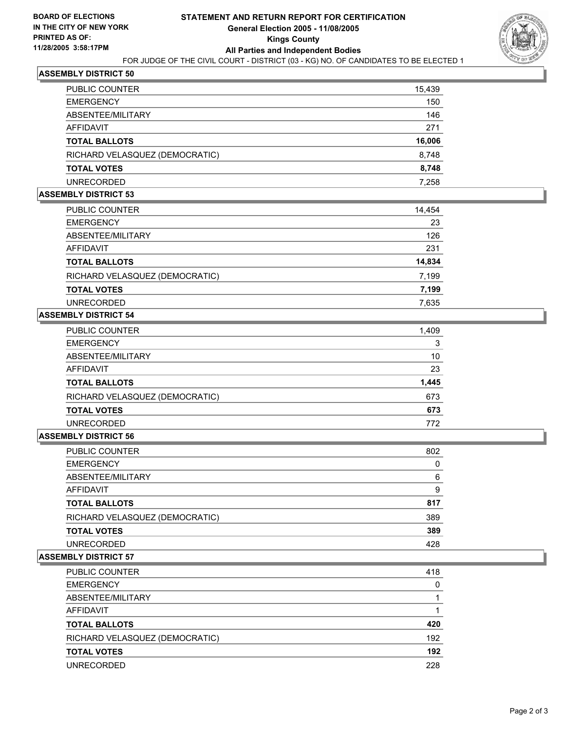**BOARD OF ELECTIONS IN THE CITY OF NEW YORK**
**PRINTED AS OF: 11/28/2005 3:58:17PM**

# STATEMENT AND RETURN REPORT FOR CERTIFICATION
## General Election 2005 - 11/08/2005
## Kings County
## All Parties and Independent Bodies

FOR JUDGE OF THE CIVIL COURT - DISTRICT (03 - KG) NO. OF CANDIDATES TO BE ELECTED 1

### ASSEMBLY DISTRICT 50

| | |
|---|---|
| PUBLIC COUNTER | 15,439 |
| EMERGENCY | 150 |
| ABSENTEE/MILITARY | 146 |
| AFFIDAVIT | 271 |
| **TOTAL BALLOTS** | **16,006** |
| RICHARD VELASQUEZ (DEMOCRATIC) | 8,748 |
| **TOTAL VOTES** | **8,748** |
| UNRECORDED | 7,258 |

### ASSEMBLY DISTRICT 53

| | |
|---|---|
| PUBLIC COUNTER | 14,454 |
| EMERGENCY | 23 |
| ABSENTEE/MILITARY | 126 |
| AFFIDAVIT | 231 |
| **TOTAL BALLOTS** | **14,834** |
| RICHARD VELASQUEZ (DEMOCRATIC) | 7,199 |
| **TOTAL VOTES** | **7,199** |
| UNRECORDED | 7,635 |

### ASSEMBLY DISTRICT 54

| | |
|---|---|
| PUBLIC COUNTER | 1,409 |
| EMERGENCY | 3 |
| ABSENTEE/MILITARY | 10 |
| AFFIDAVIT | 23 |
| **TOTAL BALLOTS** | **1,445** |
| RICHARD VELASQUEZ (DEMOCRATIC) | 673 |
| **TOTAL VOTES** | **673** |
| UNRECORDED | 772 |

### ASSEMBLY DISTRICT 56

| | |
|---|---|
| PUBLIC COUNTER | 802 |
| EMERGENCY | 0 |
| ABSENTEE/MILITARY | 6 |
| AFFIDAVIT | 9 |
| **TOTAL BALLOTS** | **817** |
| RICHARD VELASQUEZ (DEMOCRATIC) | 389 |
| **TOTAL VOTES** | **389** |
| UNRECORDED | 428 |

### ASSEMBLY DISTRICT 57

| | |
|---|---|
| PUBLIC COUNTER | 418 |
| EMERGENCY | 0 |
| ABSENTEE/MILITARY | 1 |
| AFFIDAVIT | 1 |
| **TOTAL BALLOTS** | **420** |
| RICHARD VELASQUEZ (DEMOCRATIC) | 192 |
| **TOTAL VOTES** | **192** |
| UNRECORDED | 228 |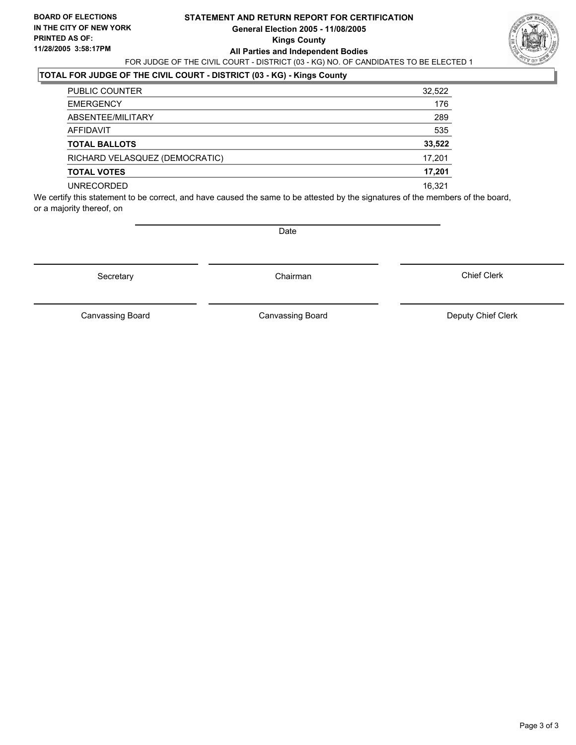**BOARD OF ELECTIONS IN THE CITY OF NEW YORK**
**PRINTED AS OF: 11/28/2005 3:58:17PM**

**STATEMENT AND RETURN REPORT FOR CERTIFICATION**
**General Election 2005 - 11/08/2005**
**Kings County**
**All Parties and Independent Bodies**

FOR JUDGE OF THE CIVIL COURT - DISTRICT (03 - KG) NO. OF CANDIDATES TO BE ELECTED 1

**TOTAL FOR JUDGE OF THE CIVIL COURT - DISTRICT (03 - KG) - Kings County**

| | |
|---|---|
| PUBLIC COUNTER | 32,522 |
| EMERGENCY | 176 |
| ABSENTEE/MILITARY | 289 |
| AFFIDAVIT | 535 |
| **TOTAL BALLOTS** | **33,522** |
| RICHARD VELASQUEZ (DEMOCRATIC) | 17,201 |
| **TOTAL VOTES** | **17,201** |
| UNRECORDED | 16,321 |

We certify this statement to be correct, and have caused the same to be attested by the signatures of the members of the board, or a majority thereof, on

Date

Secretary | Chairman | Chief Clerk

Canvassing Board | Canvassing Board | Deputy Chief Clerk